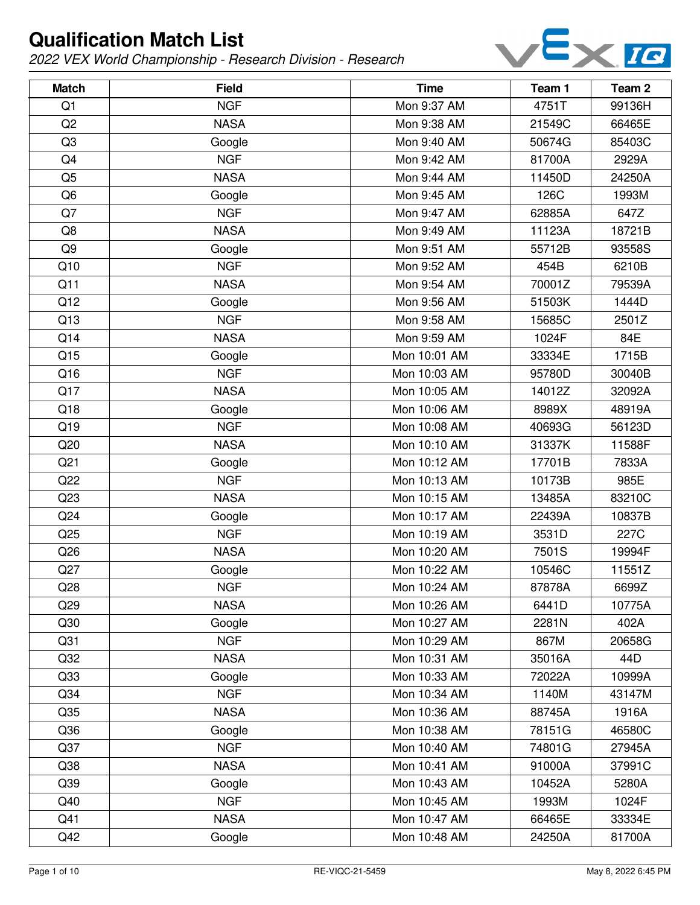# Qualification Match List

*2022 VEX World Championship - Research Division - Research*

| Match | Field | Time | Team 1 | Team 2 |
|---|---|---|---|---|
| Q1 | NGF | Mon 9:37 AM | 4751T | 99136H |
| Q2 | NASA | Mon 9:38 AM | 21549C | 66465E |
| Q3 | Google | Mon 9:40 AM | 50674G | 85403C |
| Q4 | NGF | Mon 9:42 AM | 81700A | 2929A |
| Q5 | NASA | Mon 9:44 AM | 11450D | 24250A |
| Q6 | Google | Mon 9:45 AM | 126C | 1993M |
| Q7 | NGF | Mon 9:47 AM | 62885A | 647Z |
| Q8 | NASA | Mon 9:49 AM | 11123A | 18721B |
| Q9 | Google | Mon 9:51 AM | 55712B | 93558S |
| Q10 | NGF | Mon 9:52 AM | 454B | 6210B |
| Q11 | NASA | Mon 9:54 AM | 70001Z | 79539A |
| Q12 | Google | Mon 9:56 AM | 51503K | 1444D |
| Q13 | NGF | Mon 9:58 AM | 15685C | 2501Z |
| Q14 | NASA | Mon 9:59 AM | 1024F | 84E |
| Q15 | Google | Mon 10:01 AM | 33334E | 1715B |
| Q16 | NGF | Mon 10:03 AM | 95780D | 30040B |
| Q17 | NASA | Mon 10:05 AM | 14012Z | 32092A |
| Q18 | Google | Mon 10:06 AM | 8989X | 48919A |
| Q19 | NGF | Mon 10:08 AM | 40693G | 56123D |
| Q20 | NASA | Mon 10:10 AM | 31337K | 11588F |
| Q21 | Google | Mon 10:12 AM | 17701B | 7833A |
| Q22 | NGF | Mon 10:13 AM | 10173B | 985E |
| Q23 | NASA | Mon 10:15 AM | 13485A | 83210C |
| Q24 | Google | Mon 10:17 AM | 22439A | 10837B |
| Q25 | NGF | Mon 10:19 AM | 3531D | 227C |
| Q26 | NASA | Mon 10:20 AM | 7501S | 19994F |
| Q27 | Google | Mon 10:22 AM | 10546C | 11551Z |
| Q28 | NGF | Mon 10:24 AM | 87878A | 6699Z |
| Q29 | NASA | Mon 10:26 AM | 6441D | 10775A |
| Q30 | Google | Mon 10:27 AM | 2281N | 402A |
| Q31 | NGF | Mon 10:29 AM | 867M | 20658G |
| Q32 | NASA | Mon 10:31 AM | 35016A | 44D |
| Q33 | Google | Mon 10:33 AM | 72022A | 10999A |
| Q34 | NGF | Mon 10:34 AM | 1140M | 43147M |
| Q35 | NASA | Mon 10:36 AM | 88745A | 1916A |
| Q36 | Google | Mon 10:38 AM | 78151G | 46580C |
| Q37 | NGF | Mon 10:40 AM | 74801G | 27945A |
| Q38 | NASA | Mon 10:41 AM | 91000A | 37991C |
| Q39 | Google | Mon 10:43 AM | 10452A | 5280A |
| Q40 | NGF | Mon 10:45 AM | 1993M | 1024F |
| Q41 | NASA | Mon 10:47 AM | 66465E | 33334E |
| Q42 | Google | Mon 10:48 AM | 24250A | 81700A |

RE-VIQC-21-5459

May 8, 2022 6:45 PM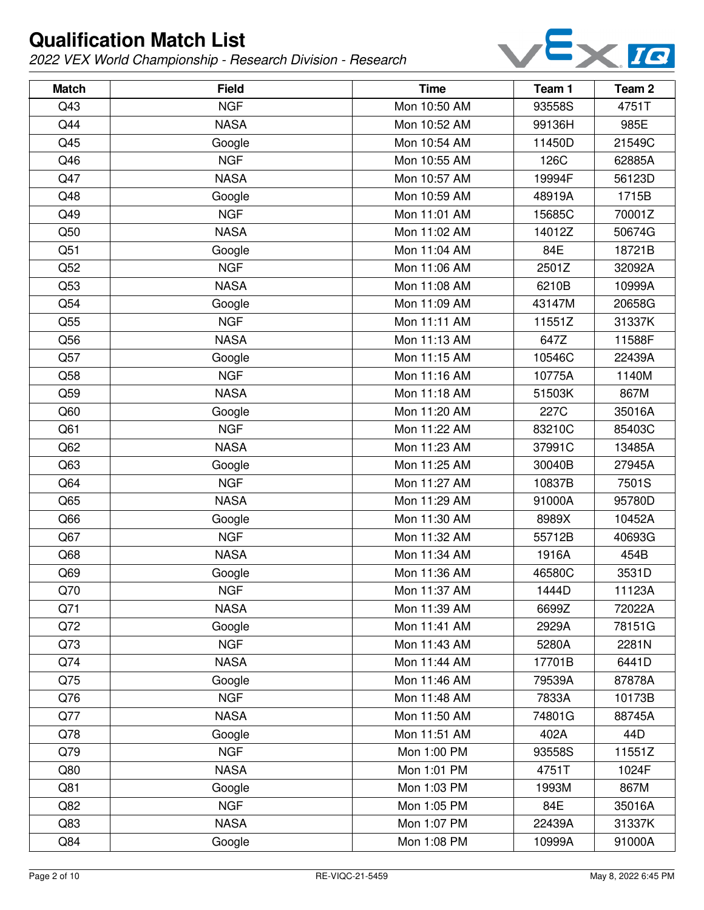# Qualification Match List

*2022 VEX World Championship - Research Division - Research*

| Match | Field | Time | Team 1 | Team 2 |
|---|---|---|---|---|
| Q43 | NGF | Mon 10:50 AM | 93558S | 4751T |
| Q44 | NASA | Mon 10:52 AM | 99136H | 985E |
| Q45 | Google | Mon 10:54 AM | 11450D | 21549C |
| Q46 | NGF | Mon 10:55 AM | 126C | 62885A |
| Q47 | NASA | Mon 10:57 AM | 19994F | 56123D |
| Q48 | Google | Mon 10:59 AM | 48919A | 1715B |
| Q49 | NGF | Mon 11:01 AM | 15685C | 70001Z |
| Q50 | NASA | Mon 11:02 AM | 14012Z | 50674G |
| Q51 | Google | Mon 11:04 AM | 84E | 18721B |
| Q52 | NGF | Mon 11:06 AM | 2501Z | 32092A |
| Q53 | NASA | Mon 11:08 AM | 6210B | 10999A |
| Q54 | Google | Mon 11:09 AM | 43147M | 20658G |
| Q55 | NGF | Mon 11:11 AM | 11551Z | 31337K |
| Q56 | NASA | Mon 11:13 AM | 647Z | 11588F |
| Q57 | Google | Mon 11:15 AM | 10546C | 22439A |
| Q58 | NGF | Mon 11:16 AM | 10775A | 1140M |
| Q59 | NASA | Mon 11:18 AM | 51503K | 867M |
| Q60 | Google | Mon 11:20 AM | 227C | 35016A |
| Q61 | NGF | Mon 11:22 AM | 83210C | 85403C |
| Q62 | NASA | Mon 11:23 AM | 37991C | 13485A |
| Q63 | Google | Mon 11:25 AM | 30040B | 27945A |
| Q64 | NGF | Mon 11:27 AM | 10837B | 7501S |
| Q65 | NASA | Mon 11:29 AM | 91000A | 95780D |
| Q66 | Google | Mon 11:30 AM | 8989X | 10452A |
| Q67 | NGF | Mon 11:32 AM | 55712B | 40693G |
| Q68 | NASA | Mon 11:34 AM | 1916A | 454B |
| Q69 | Google | Mon 11:36 AM | 46580C | 3531D |
| Q70 | NGF | Mon 11:37 AM | 1444D | 11123A |
| Q71 | NASA | Mon 11:39 AM | 6699Z | 72022A |
| Q72 | Google | Mon 11:41 AM | 2929A | 78151G |
| Q73 | NGF | Mon 11:43 AM | 5280A | 2281N |
| Q74 | NASA | Mon 11:44 AM | 17701B | 6441D |
| Q75 | Google | Mon 11:46 AM | 79539A | 87878A |
| Q76 | NGF | Mon 11:48 AM | 7833A | 10173B |
| Q77 | NASA | Mon 11:50 AM | 74801G | 88745A |
| Q78 | Google | Mon 11:51 AM | 402A | 44D |
| Q79 | NGF | Mon 1:00 PM | 93558S | 11551Z |
| Q80 | NASA | Mon 1:01 PM | 4751T | 1024F |
| Q81 | Google | Mon 1:03 PM | 1993M | 867M |
| Q82 | NGF | Mon 1:05 PM | 84E | 35016A |
| Q83 | NASA | Mon 1:07 PM | 22439A | 31337K |
| Q84 | Google | Mon 1:08 PM | 10999A | 91000A |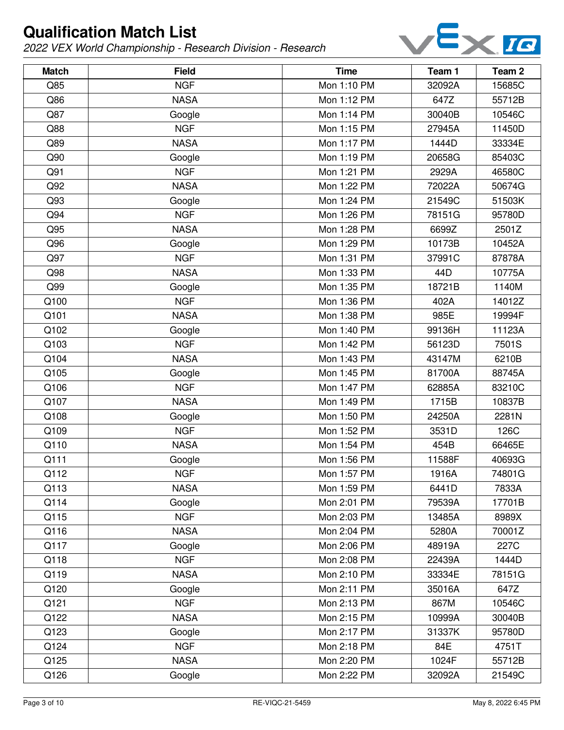# Qualification Match List

*2022 VEX World Championship - Research Division - Research*

| Match | Field | Time | Team 1 | Team 2 |
|---|---|---|---|---|
| Q85 | NGF | Mon 1:10 PM | 32092A | 15685C |
| Q86 | NASA | Mon 1:12 PM | 647Z | 55712B |
| Q87 | Google | Mon 1:14 PM | 30040B | 10546C |
| Q88 | NGF | Mon 1:15 PM | 27945A | 11450D |
| Q89 | NASA | Mon 1:17 PM | 1444D | 33334E |
| Q90 | Google | Mon 1:19 PM | 20658G | 85403C |
| Q91 | NGF | Mon 1:21 PM | 2929A | 46580C |
| Q92 | NASA | Mon 1:22 PM | 72022A | 50674G |
| Q93 | Google | Mon 1:24 PM | 21549C | 51503K |
| Q94 | NGF | Mon 1:26 PM | 78151G | 95780D |
| Q95 | NASA | Mon 1:28 PM | 6699Z | 2501Z |
| Q96 | Google | Mon 1:29 PM | 10173B | 10452A |
| Q97 | NGF | Mon 1:31 PM | 37991C | 87878A |
| Q98 | NASA | Mon 1:33 PM | 44D | 10775A |
| Q99 | Google | Mon 1:35 PM | 18721B | 1140M |
| Q100 | NGF | Mon 1:36 PM | 402A | 14012Z |
| Q101 | NASA | Mon 1:38 PM | 985E | 19994F |
| Q102 | Google | Mon 1:40 PM | 99136H | 11123A |
| Q103 | NGF | Mon 1:42 PM | 56123D | 7501S |
| Q104 | NASA | Mon 1:43 PM | 43147M | 6210B |
| Q105 | Google | Mon 1:45 PM | 81700A | 88745A |
| Q106 | NGF | Mon 1:47 PM | 62885A | 83210C |
| Q107 | NASA | Mon 1:49 PM | 1715B | 10837B |
| Q108 | Google | Mon 1:50 PM | 24250A | 2281N |
| Q109 | NGF | Mon 1:52 PM | 3531D | 126C |
| Q110 | NASA | Mon 1:54 PM | 454B | 66465E |
| Q111 | Google | Mon 1:56 PM | 11588F | 40693G |
| Q112 | NGF | Mon 1:57 PM | 1916A | 74801G |
| Q113 | NASA | Mon 1:59 PM | 6441D | 7833A |
| Q114 | Google | Mon 2:01 PM | 79539A | 17701B |
| Q115 | NGF | Mon 2:03 PM | 13485A | 8989X |
| Q116 | NASA | Mon 2:04 PM | 5280A | 70001Z |
| Q117 | Google | Mon 2:06 PM | 48919A | 227C |
| Q118 | NGF | Mon 2:08 PM | 22439A | 1444D |
| Q119 | NASA | Mon 2:10 PM | 33334E | 78151G |
| Q120 | Google | Mon 2:11 PM | 35016A | 647Z |
| Q121 | NGF | Mon 2:13 PM | 867M | 10546C |
| Q122 | NASA | Mon 2:15 PM | 10999A | 30040B |
| Q123 | Google | Mon 2:17 PM | 31337K | 95780D |
| Q124 | NGF | Mon 2:18 PM | 84E | 4751T |
| Q125 | NASA | Mon 2:20 PM | 1024F | 55712B |
| Q126 | Google | Mon 2:22 PM | 32092A | 21549C |

RE-VIQC-21-5459 May 8, 2022 6:45 PM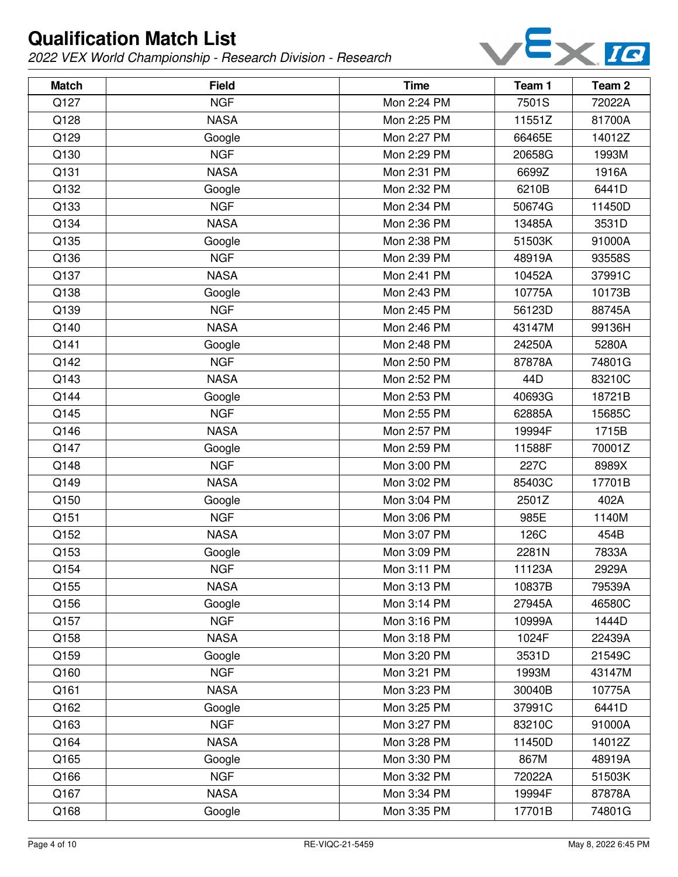# Qualification Match List

*2022 VEX World Championship - Research Division - Research*

| Match | Field | Time | Team 1 | Team 2 |
|---|---|---|---|---|
| Q127 | NGF | Mon 2:24 PM | 7501S | 72022A |
| Q128 | NASA | Mon 2:25 PM | 11551Z | 81700A |
| Q129 | Google | Mon 2:27 PM | 66465E | 14012Z |
| Q130 | NGF | Mon 2:29 PM | 20658G | 1993M |
| Q131 | NASA | Mon 2:31 PM | 6699Z | 1916A |
| Q132 | Google | Mon 2:32 PM | 6210B | 6441D |
| Q133 | NGF | Mon 2:34 PM | 50674G | 11450D |
| Q134 | NASA | Mon 2:36 PM | 13485A | 3531D |
| Q135 | Google | Mon 2:38 PM | 51503K | 91000A |
| Q136 | NGF | Mon 2:39 PM | 48919A | 93558S |
| Q137 | NASA | Mon 2:41 PM | 10452A | 37991C |
| Q138 | Google | Mon 2:43 PM | 10775A | 10173B |
| Q139 | NGF | Mon 2:45 PM | 56123D | 88745A |
| Q140 | NASA | Mon 2:46 PM | 43147M | 99136H |
| Q141 | Google | Mon 2:48 PM | 24250A | 5280A |
| Q142 | NGF | Mon 2:50 PM | 87878A | 74801G |
| Q143 | NASA | Mon 2:52 PM | 44D | 83210C |
| Q144 | Google | Mon 2:53 PM | 40693G | 18721B |
| Q145 | NGF | Mon 2:55 PM | 62885A | 15685C |
| Q146 | NASA | Mon 2:57 PM | 19994F | 1715B |
| Q147 | Google | Mon 2:59 PM | 11588F | 70001Z |
| Q148 | NGF | Mon 3:00 PM | 227C | 8989X |
| Q149 | NASA | Mon 3:02 PM | 85403C | 17701B |
| Q150 | Google | Mon 3:04 PM | 2501Z | 402A |
| Q151 | NGF | Mon 3:06 PM | 985E | 1140M |
| Q152 | NASA | Mon 3:07 PM | 126C | 454B |
| Q153 | Google | Mon 3:09 PM | 2281N | 7833A |
| Q154 | NGF | Mon 3:11 PM | 11123A | 2929A |
| Q155 | NASA | Mon 3:13 PM | 10837B | 79539A |
| Q156 | Google | Mon 3:14 PM | 27945A | 46580C |
| Q157 | NGF | Mon 3:16 PM | 10999A | 1444D |
| Q158 | NASA | Mon 3:18 PM | 1024F | 22439A |
| Q159 | Google | Mon 3:20 PM | 3531D | 21549C |
| Q160 | NGF | Mon 3:21 PM | 1993M | 43147M |
| Q161 | NASA | Mon 3:23 PM | 30040B | 10775A |
| Q162 | Google | Mon 3:25 PM | 37991C | 6441D |
| Q163 | NGF | Mon 3:27 PM | 83210C | 91000A |
| Q164 | NASA | Mon 3:28 PM | 11450D | 14012Z |
| Q165 | Google | Mon 3:30 PM | 867M | 48919A |
| Q166 | NGF | Mon 3:32 PM | 72022A | 51503K |
| Q167 | NASA | Mon 3:34 PM | 19994F | 87878A |
| Q168 | Google | Mon 3:35 PM | 17701B | 74801G |

RE-VIQC-21-5459 May 8, 2022 6:45 PM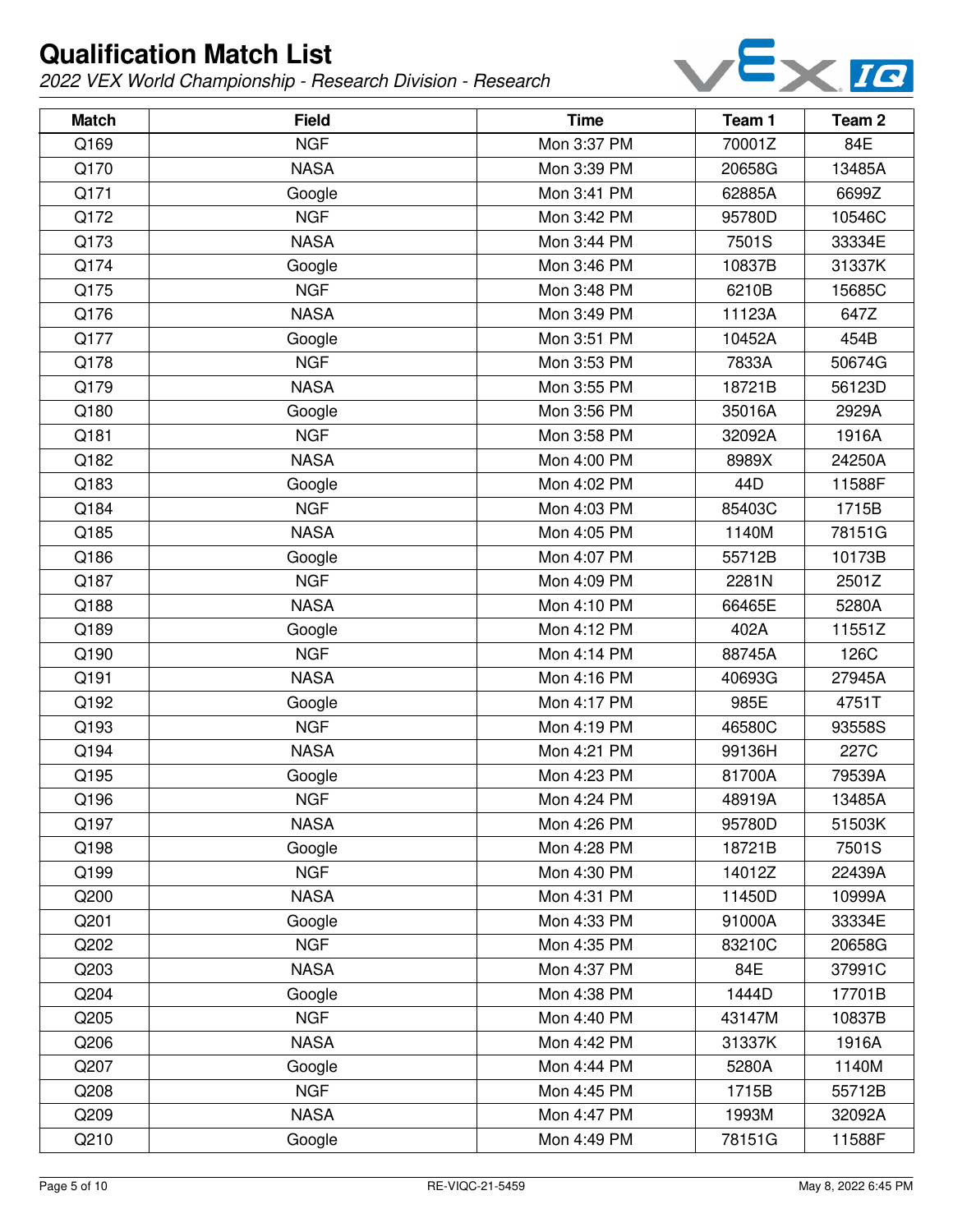# Qualification Match List

*2022 VEX World Championship - Research Division - Research*

| Match | Field | Time | Team 1 | Team 2 |
|---|---|---|---|---|
| Q169 | NGF | Mon 3:37 PM | 70001Z | 84E |
| Q170 | NASA | Mon 3:39 PM | 20658G | 13485A |
| Q171 | Google | Mon 3:41 PM | 62885A | 6699Z |
| Q172 | NGF | Mon 3:42 PM | 95780D | 10546C |
| Q173 | NASA | Mon 3:44 PM | 7501S | 33334E |
| Q174 | Google | Mon 3:46 PM | 10837B | 31337K |
| Q175 | NGF | Mon 3:48 PM | 6210B | 15685C |
| Q176 | NASA | Mon 3:49 PM | 11123A | 647Z |
| Q177 | Google | Mon 3:51 PM | 10452A | 454B |
| Q178 | NGF | Mon 3:53 PM | 7833A | 50674G |
| Q179 | NASA | Mon 3:55 PM | 18721B | 56123D |
| Q180 | Google | Mon 3:56 PM | 35016A | 2929A |
| Q181 | NGF | Mon 3:58 PM | 32092A | 1916A |
| Q182 | NASA | Mon 4:00 PM | 8989X | 24250A |
| Q183 | Google | Mon 4:02 PM | 44D | 11588F |
| Q184 | NGF | Mon 4:03 PM | 85403C | 1715B |
| Q185 | NASA | Mon 4:05 PM | 1140M | 78151G |
| Q186 | Google | Mon 4:07 PM | 55712B | 10173B |
| Q187 | NGF | Mon 4:09 PM | 2281N | 2501Z |
| Q188 | NASA | Mon 4:10 PM | 66465E | 5280A |
| Q189 | Google | Mon 4:12 PM | 402A | 11551Z |
| Q190 | NGF | Mon 4:14 PM | 88745A | 126C |
| Q191 | NASA | Mon 4:16 PM | 40693G | 27945A |
| Q192 | Google | Mon 4:17 PM | 985E | 4751T |
| Q193 | NGF | Mon 4:19 PM | 46580C | 93558S |
| Q194 | NASA | Mon 4:21 PM | 99136H | 227C |
| Q195 | Google | Mon 4:23 PM | 81700A | 79539A |
| Q196 | NGF | Mon 4:24 PM | 48919A | 13485A |
| Q197 | NASA | Mon 4:26 PM | 95780D | 51503K |
| Q198 | Google | Mon 4:28 PM | 18721B | 7501S |
| Q199 | NGF | Mon 4:30 PM | 14012Z | 22439A |
| Q200 | NASA | Mon 4:31 PM | 11450D | 10999A |
| Q201 | Google | Mon 4:33 PM | 91000A | 33334E |
| Q202 | NGF | Mon 4:35 PM | 83210C | 20658G |
| Q203 | NASA | Mon 4:37 PM | 84E | 37991C |
| Q204 | Google | Mon 4:38 PM | 1444D | 17701B |
| Q205 | NGF | Mon 4:40 PM | 43147M | 10837B |
| Q206 | NASA | Mon 4:42 PM | 31337K | 1916A |
| Q207 | Google | Mon 4:44 PM | 5280A | 1140M |
| Q208 | NGF | Mon 4:45 PM | 1715B | 55712B |
| Q209 | NASA | Mon 4:47 PM | 1993M | 32092A |
| Q210 | Google | Mon 4:49 PM | 78151G | 11588F |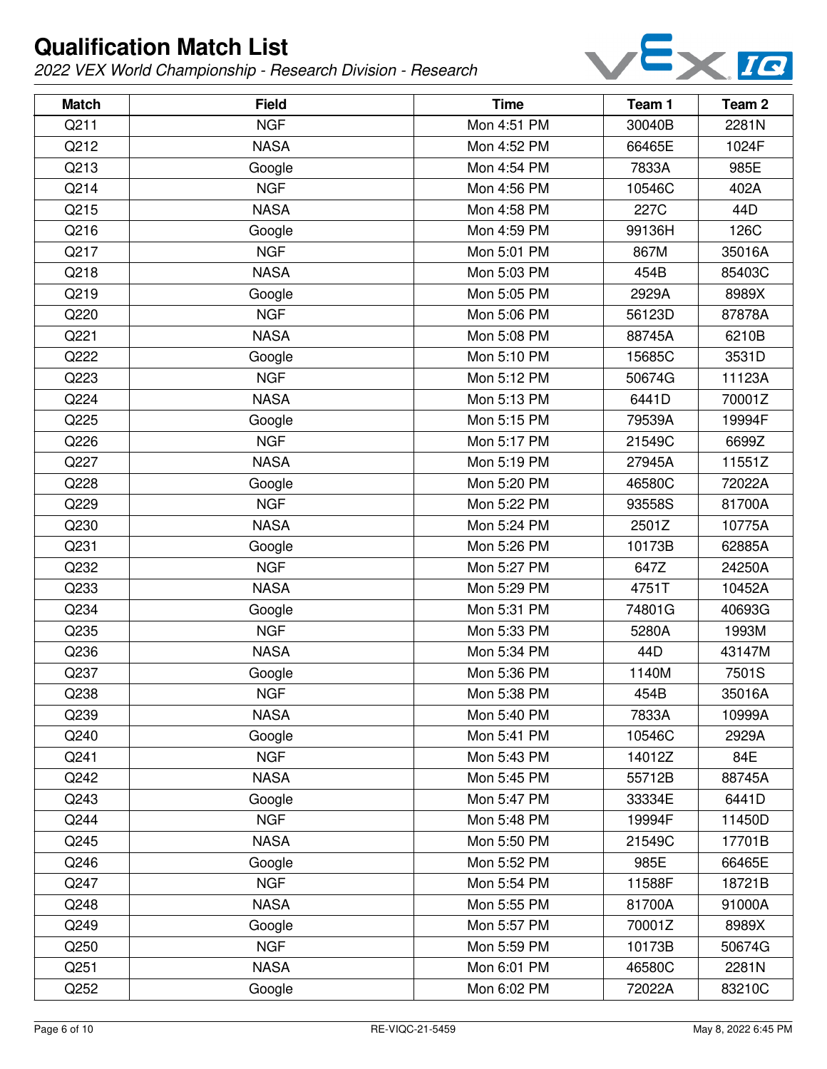# Qualification Match List

*2022 VEX World Championship - Research Division - Research*

| Match | Field | Time | Team 1 | Team 2 |
|---|---|---|---|---|
| Q211 | NGF | Mon 4:51 PM | 30040B | 2281N |
| Q212 | NASA | Mon 4:52 PM | 66465E | 1024F |
| Q213 | Google | Mon 4:54 PM | 7833A | 985E |
| Q214 | NGF | Mon 4:56 PM | 10546C | 402A |
| Q215 | NASA | Mon 4:58 PM | 227C | 44D |
| Q216 | Google | Mon 4:59 PM | 99136H | 126C |
| Q217 | NGF | Mon 5:01 PM | 867M | 35016A |
| Q218 | NASA | Mon 5:03 PM | 454B | 85403C |
| Q219 | Google | Mon 5:05 PM | 2929A | 8989X |
| Q220 | NGF | Mon 5:06 PM | 56123D | 87878A |
| Q221 | NASA | Mon 5:08 PM | 88745A | 6210B |
| Q222 | Google | Mon 5:10 PM | 15685C | 3531D |
| Q223 | NGF | Mon 5:12 PM | 50674G | 11123A |
| Q224 | NASA | Mon 5:13 PM | 6441D | 70001Z |
| Q225 | Google | Mon 5:15 PM | 79539A | 19994F |
| Q226 | NGF | Mon 5:17 PM | 21549C | 6699Z |
| Q227 | NASA | Mon 5:19 PM | 27945A | 11551Z |
| Q228 | Google | Mon 5:20 PM | 46580C | 72022A |
| Q229 | NGF | Mon 5:22 PM | 93558S | 81700A |
| Q230 | NASA | Mon 5:24 PM | 2501Z | 10775A |
| Q231 | Google | Mon 5:26 PM | 10173B | 62885A |
| Q232 | NGF | Mon 5:27 PM | 647Z | 24250A |
| Q233 | NASA | Mon 5:29 PM | 4751T | 10452A |
| Q234 | Google | Mon 5:31 PM | 74801G | 40693G |
| Q235 | NGF | Mon 5:33 PM | 5280A | 1993M |
| Q236 | NASA | Mon 5:34 PM | 44D | 43147M |
| Q237 | Google | Mon 5:36 PM | 1140M | 7501S |
| Q238 | NGF | Mon 5:38 PM | 454B | 35016A |
| Q239 | NASA | Mon 5:40 PM | 7833A | 10999A |
| Q240 | Google | Mon 5:41 PM | 10546C | 2929A |
| Q241 | NGF | Mon 5:43 PM | 14012Z | 84E |
| Q242 | NASA | Mon 5:45 PM | 55712B | 88745A |
| Q243 | Google | Mon 5:47 PM | 33334E | 6441D |
| Q244 | NGF | Mon 5:48 PM | 19994F | 11450D |
| Q245 | NASA | Mon 5:50 PM | 21549C | 17701B |
| Q246 | Google | Mon 5:52 PM | 985E | 66465E |
| Q247 | NGF | Mon 5:54 PM | 11588F | 18721B |
| Q248 | NASA | Mon 5:55 PM | 81700A | 91000A |
| Q249 | Google | Mon 5:57 PM | 70001Z | 8989X |
| Q250 | NGF | Mon 5:59 PM | 10173B | 50674G |
| Q251 | NASA | Mon 6:01 PM | 46580C | 2281N |
| Q252 | Google | Mon 6:02 PM | 72022A | 83210C |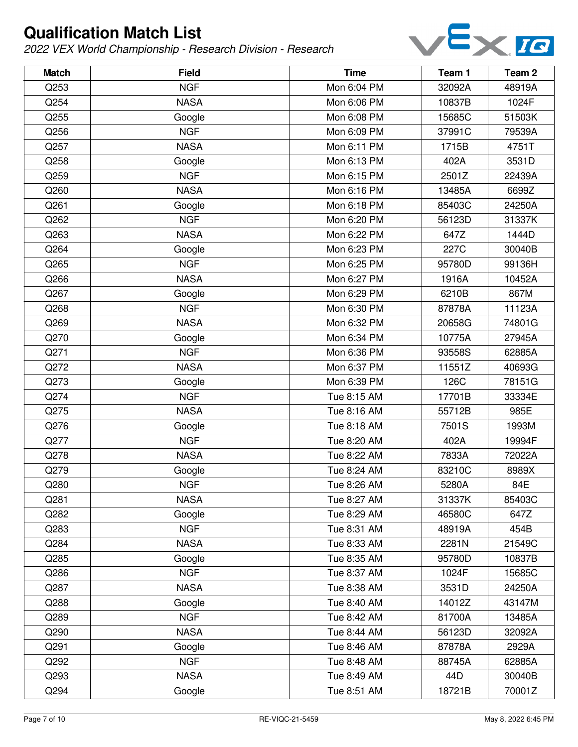# Qualification Match List

*2022 VEX World Championship - Research Division - Research*

| Match | Field | Time | Team 1 | Team 2 |
|---|---|---|---|---|
| Q253 | NGF | Mon 6:04 PM | 32092A | 48919A |
| Q254 | NASA | Mon 6:06 PM | 10837B | 1024F |
| Q255 | Google | Mon 6:08 PM | 15685C | 51503K |
| Q256 | NGF | Mon 6:09 PM | 37991C | 79539A |
| Q257 | NASA | Mon 6:11 PM | 1715B | 4751T |
| Q258 | Google | Mon 6:13 PM | 402A | 3531D |
| Q259 | NGF | Mon 6:15 PM | 2501Z | 22439A |
| Q260 | NASA | Mon 6:16 PM | 13485A | 6699Z |
| Q261 | Google | Mon 6:18 PM | 85403C | 24250A |
| Q262 | NGF | Mon 6:20 PM | 56123D | 31337K |
| Q263 | NASA | Mon 6:22 PM | 647Z | 1444D |
| Q264 | Google | Mon 6:23 PM | 227C | 30040B |
| Q265 | NGF | Mon 6:25 PM | 95780D | 99136H |
| Q266 | NASA | Mon 6:27 PM | 1916A | 10452A |
| Q267 | Google | Mon 6:29 PM | 6210B | 867M |
| Q268 | NGF | Mon 6:30 PM | 87878A | 11123A |
| Q269 | NASA | Mon 6:32 PM | 20658G | 74801G |
| Q270 | Google | Mon 6:34 PM | 10775A | 27945A |
| Q271 | NGF | Mon 6:36 PM | 93558S | 62885A |
| Q272 | NASA | Mon 6:37 PM | 11551Z | 40693G |
| Q273 | Google | Mon 6:39 PM | 126C | 78151G |
| Q274 | NGF | Tue 8:15 AM | 17701B | 33334E |
| Q275 | NASA | Tue 8:16 AM | 55712B | 985E |
| Q276 | Google | Tue 8:18 AM | 7501S | 1993M |
| Q277 | NGF | Tue 8:20 AM | 402A | 19994F |
| Q278 | NASA | Tue 8:22 AM | 7833A | 72022A |
| Q279 | Google | Tue 8:24 AM | 83210C | 8989X |
| Q280 | NGF | Tue 8:26 AM | 5280A | 84E |
| Q281 | NASA | Tue 8:27 AM | 31337K | 85403C |
| Q282 | Google | Tue 8:29 AM | 46580C | 647Z |
| Q283 | NGF | Tue 8:31 AM | 48919A | 454B |
| Q284 | NASA | Tue 8:33 AM | 2281N | 21549C |
| Q285 | Google | Tue 8:35 AM | 95780D | 10837B |
| Q286 | NGF | Tue 8:37 AM | 1024F | 15685C |
| Q287 | NASA | Tue 8:38 AM | 3531D | 24250A |
| Q288 | Google | Tue 8:40 AM | 14012Z | 43147M |
| Q289 | NGF | Tue 8:42 AM | 81700A | 13485A |
| Q290 | NASA | Tue 8:44 AM | 56123D | 32092A |
| Q291 | Google | Tue 8:46 AM | 87878A | 2929A |
| Q292 | NGF | Tue 8:48 AM | 88745A | 62885A |
| Q293 | NASA | Tue 8:49 AM | 44D | 30040B |
| Q294 | Google | Tue 8:51 AM | 18721B | 70001Z |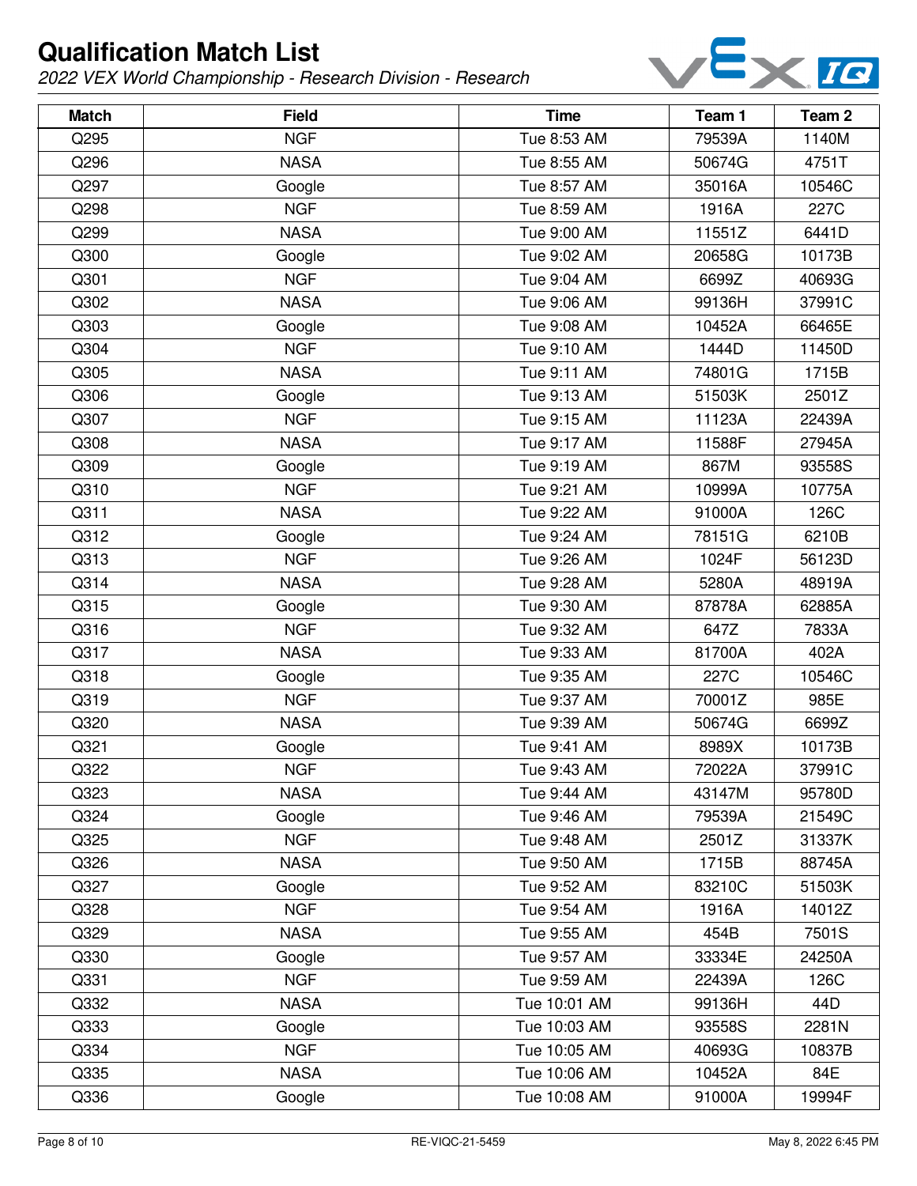# Qualification Match List

*2022 VEX World Championship - Research Division - Research*

| Match | Field | Time | Team 1 | Team 2 |
|---|---|---|---|---|
| Q295 | NGF | Tue 8:53 AM | 79539A | 1140M |
| Q296 | NASA | Tue 8:55 AM | 50674G | 4751T |
| Q297 | Google | Tue 8:57 AM | 35016A | 10546C |
| Q298 | NGF | Tue 8:59 AM | 1916A | 227C |
| Q299 | NASA | Tue 9:00 AM | 11551Z | 6441D |
| Q300 | Google | Tue 9:02 AM | 20658G | 10173B |
| Q301 | NGF | Tue 9:04 AM | 6699Z | 40693G |
| Q302 | NASA | Tue 9:06 AM | 99136H | 37991C |
| Q303 | Google | Tue 9:08 AM | 10452A | 66465E |
| Q304 | NGF | Tue 9:10 AM | 1444D | 11450D |
| Q305 | NASA | Tue 9:11 AM | 74801G | 1715B |
| Q306 | Google | Tue 9:13 AM | 51503K | 2501Z |
| Q307 | NGF | Tue 9:15 AM | 11123A | 22439A |
| Q308 | NASA | Tue 9:17 AM | 11588F | 27945A |
| Q309 | Google | Tue 9:19 AM | 867M | 93558S |
| Q310 | NGF | Tue 9:21 AM | 10999A | 10775A |
| Q311 | NASA | Tue 9:22 AM | 91000A | 126C |
| Q312 | Google | Tue 9:24 AM | 78151G | 6210B |
| Q313 | NGF | Tue 9:26 AM | 1024F | 56123D |
| Q314 | NASA | Tue 9:28 AM | 5280A | 48919A |
| Q315 | Google | Tue 9:30 AM | 87878A | 62885A |
| Q316 | NGF | Tue 9:32 AM | 647Z | 7833A |
| Q317 | NASA | Tue 9:33 AM | 81700A | 402A |
| Q318 | Google | Tue 9:35 AM | 227C | 10546C |
| Q319 | NGF | Tue 9:37 AM | 70001Z | 985E |
| Q320 | NASA | Tue 9:39 AM | 50674G | 6699Z |
| Q321 | Google | Tue 9:41 AM | 8989X | 10173B |
| Q322 | NGF | Tue 9:43 AM | 72022A | 37991C |
| Q323 | NASA | Tue 9:44 AM | 43147M | 95780D |
| Q324 | Google | Tue 9:46 AM | 79539A | 21549C |
| Q325 | NGF | Tue 9:48 AM | 2501Z | 31337K |
| Q326 | NASA | Tue 9:50 AM | 1715B | 88745A |
| Q327 | Google | Tue 9:52 AM | 83210C | 51503K |
| Q328 | NGF | Tue 9:54 AM | 1916A | 14012Z |
| Q329 | NASA | Tue 9:55 AM | 454B | 7501S |
| Q330 | Google | Tue 9:57 AM | 33334E | 24250A |
| Q331 | NGF | Tue 9:59 AM | 22439A | 126C |
| Q332 | NASA | Tue 10:01 AM | 99136H | 44D |
| Q333 | Google | Tue 10:03 AM | 93558S | 2281N |
| Q334 | NGF | Tue 10:05 AM | 40693G | 10837B |
| Q335 | NASA | Tue 10:06 AM | 10452A | 84E |
| Q336 | Google | Tue 10:08 AM | 91000A | 19994F |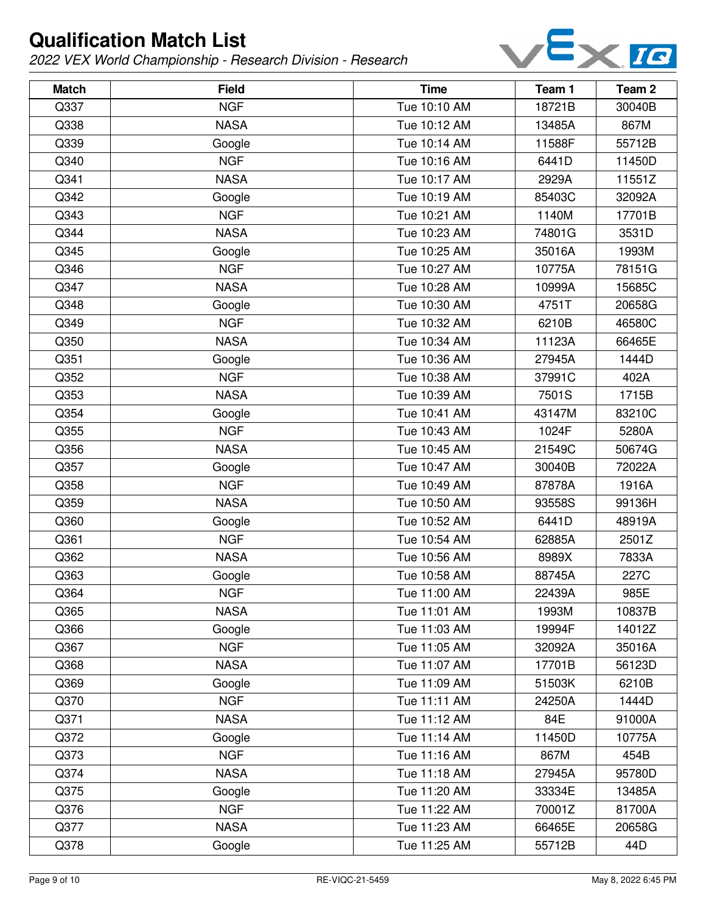# Qualification Match List

*2022 VEX World Championship - Research Division - Research*

| Match | Field | Time | Team 1 | Team 2 |
|---|---|---|---|---|
| Q337 | NGF | Tue 10:10 AM | 18721B | 30040B |
| Q338 | NASA | Tue 10:12 AM | 13485A | 867M |
| Q339 | Google | Tue 10:14 AM | 11588F | 55712B |
| Q340 | NGF | Tue 10:16 AM | 6441D | 11450D |
| Q341 | NASA | Tue 10:17 AM | 2929A | 11551Z |
| Q342 | Google | Tue 10:19 AM | 85403C | 32092A |
| Q343 | NGF | Tue 10:21 AM | 1140M | 17701B |
| Q344 | NASA | Tue 10:23 AM | 74801G | 3531D |
| Q345 | Google | Tue 10:25 AM | 35016A | 1993M |
| Q346 | NGF | Tue 10:27 AM | 10775A | 78151G |
| Q347 | NASA | Tue 10:28 AM | 10999A | 15685C |
| Q348 | Google | Tue 10:30 AM | 4751T | 20658G |
| Q349 | NGF | Tue 10:32 AM | 6210B | 46580C |
| Q350 | NASA | Tue 10:34 AM | 11123A | 66465E |
| Q351 | Google | Tue 10:36 AM | 27945A | 1444D |
| Q352 | NGF | Tue 10:38 AM | 37991C | 402A |
| Q353 | NASA | Tue 10:39 AM | 7501S | 1715B |
| Q354 | Google | Tue 10:41 AM | 43147M | 83210C |
| Q355 | NGF | Tue 10:43 AM | 1024F | 5280A |
| Q356 | NASA | Tue 10:45 AM | 21549C | 50674G |
| Q357 | Google | Tue 10:47 AM | 30040B | 72022A |
| Q358 | NGF | Tue 10:49 AM | 87878A | 1916A |
| Q359 | NASA | Tue 10:50 AM | 93558S | 99136H |
| Q360 | Google | Tue 10:52 AM | 6441D | 48919A |
| Q361 | NGF | Tue 10:54 AM | 62885A | 2501Z |
| Q362 | NASA | Tue 10:56 AM | 8989X | 7833A |
| Q363 | Google | Tue 10:58 AM | 88745A | 227C |
| Q364 | NGF | Tue 11:00 AM | 22439A | 985E |
| Q365 | NASA | Tue 11:01 AM | 1993M | 10837B |
| Q366 | Google | Tue 11:03 AM | 19994F | 14012Z |
| Q367 | NGF | Tue 11:05 AM | 32092A | 35016A |
| Q368 | NASA | Tue 11:07 AM | 17701B | 56123D |
| Q369 | Google | Tue 11:09 AM | 51503K | 6210B |
| Q370 | NGF | Tue 11:11 AM | 24250A | 1444D |
| Q371 | NASA | Tue 11:12 AM | 84E | 91000A |
| Q372 | Google | Tue 11:14 AM | 11450D | 10775A |
| Q373 | NGF | Tue 11:16 AM | 867M | 454B |
| Q374 | NASA | Tue 11:18 AM | 27945A | 95780D |
| Q375 | Google | Tue 11:20 AM | 33334E | 13485A |
| Q376 | NGF | Tue 11:22 AM | 70001Z | 81700A |
| Q377 | NASA | Tue 11:23 AM | 66465E | 20658G |
| Q378 | Google | Tue 11:25 AM | 55712B | 44D |

RE-VIQC-21-5459

May 8, 2022 6:45 PM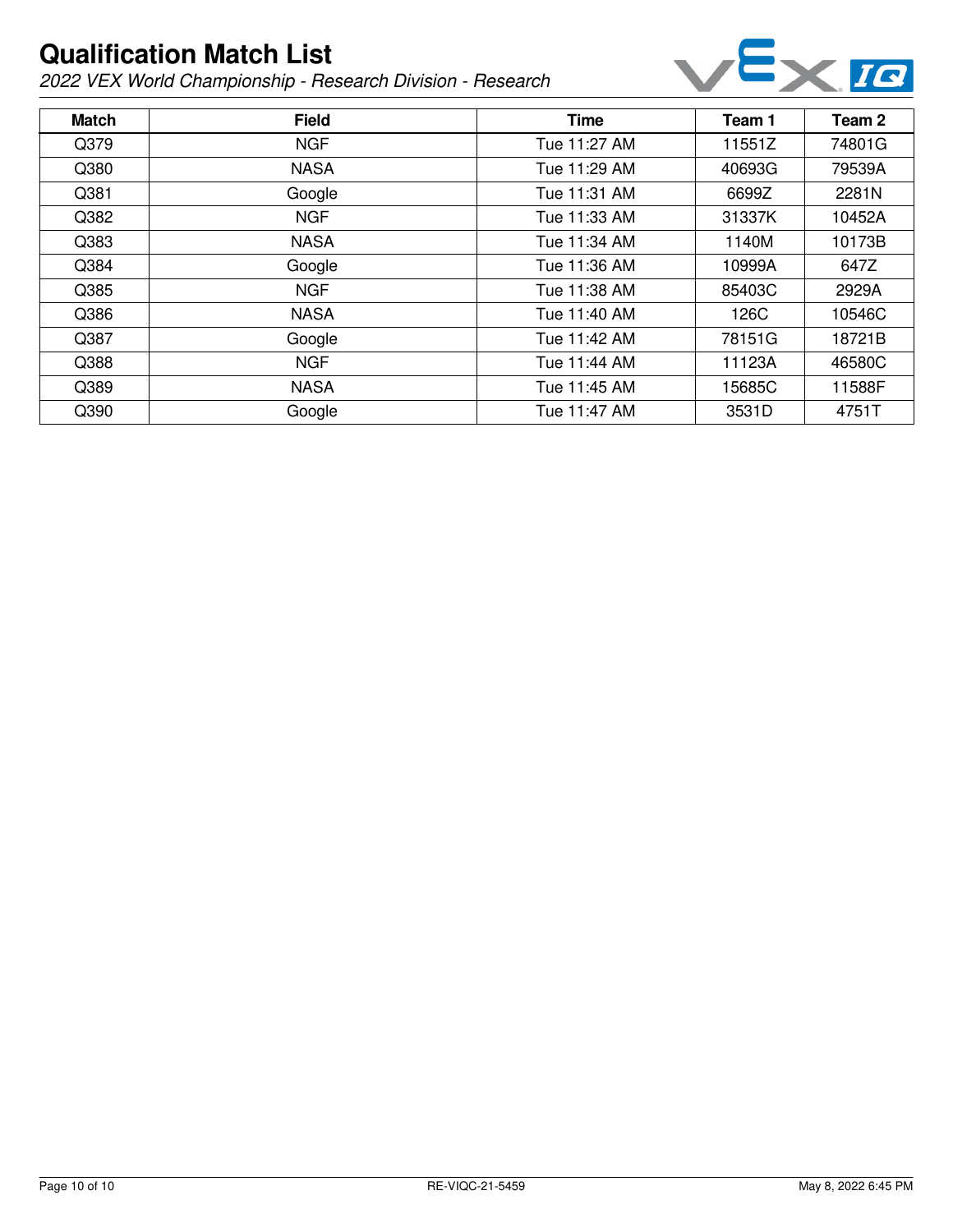# Qualification Match List

*2022 VEX World Championship - Research Division - Research*

| Match | Field | Time | Team 1 | Team 2 |
|---|---|---|---|---|
| Q379 | NGF | Tue 11:27 AM | 11551Z | 74801G |
| Q380 | NASA | Tue 11:29 AM | 40693G | 79539A |
| Q381 | Google | Tue 11:31 AM | 6699Z | 2281N |
| Q382 | NGF | Tue 11:33 AM | 31337K | 10452A |
| Q383 | NASA | Tue 11:34 AM | 1140M | 10173B |
| Q384 | Google | Tue 11:36 AM | 10999A | 647Z |
| Q385 | NGF | Tue 11:38 AM | 85403C | 2929A |
| Q386 | NASA | Tue 11:40 AM | 126C | 10546C |
| Q387 | Google | Tue 11:42 AM | 78151G | 18721B |
| Q388 | NGF | Tue 11:44 AM | 11123A | 46580C |
| Q389 | NASA | Tue 11:45 AM | 15685C | 11588F |
| Q390 | Google | Tue 11:47 AM | 3531D | 4751T |

RE-VIQC-21-5459

May 8, 2022 6:45 PM